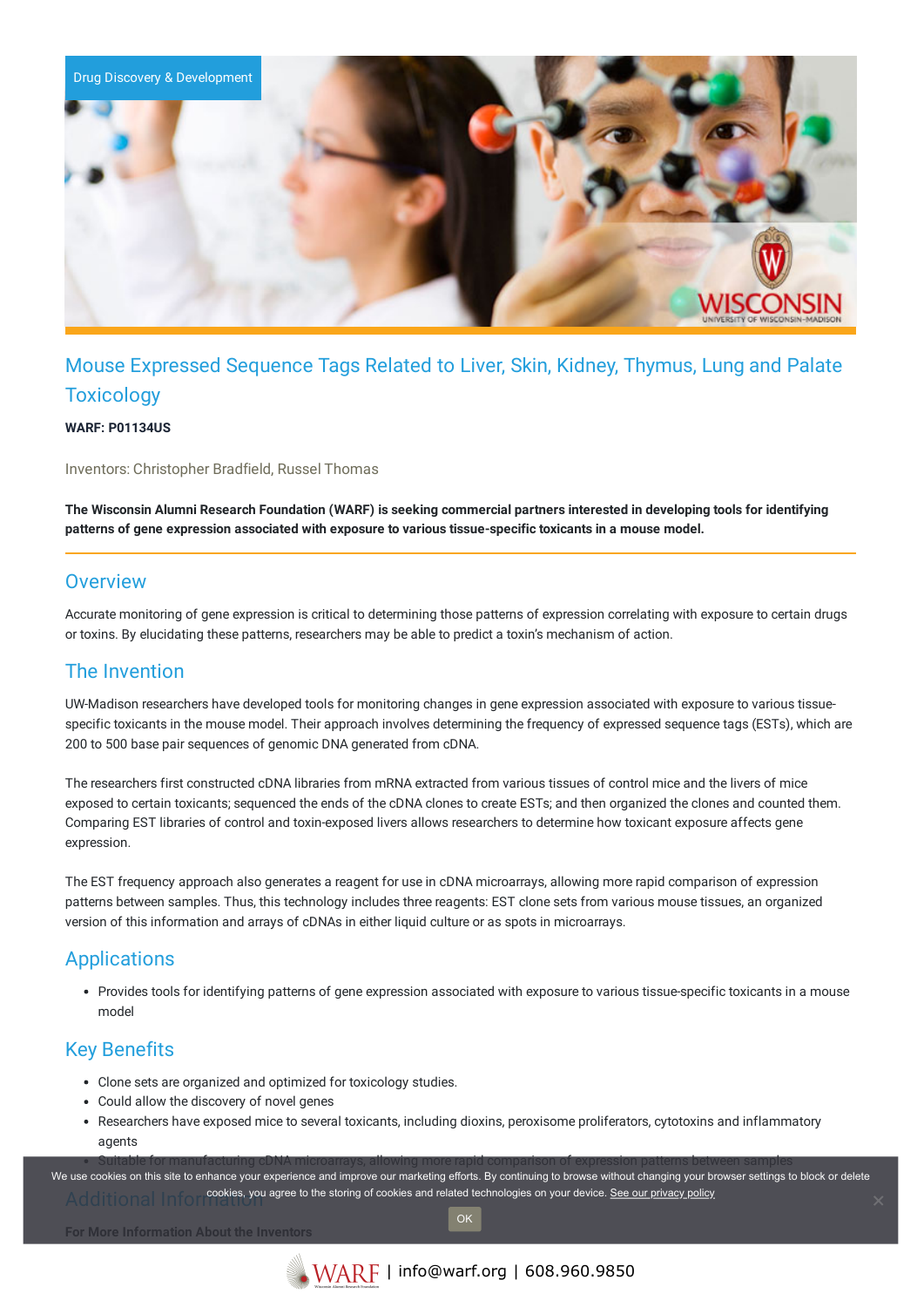Drug Discovery & Development

# Mouse Expressed Sequence Tags Related to Liver, Skin, Kidney, Thymus, Lung and Palate Toxicology

**WARF: P01134US**

Inventors: Christopher Bradfield, Russel Thomas

**The Wisconsin Alumni Research Foundation (WARF) is seeking commercial partners interested in developing tools for identifying patterns of gene expression associated with exposure to various tissue-specific toxicants in a mouse model.**

## Overview

Accurate monitoring of gene expression is critical to determining those patterns of expression correlating with exposure to certain drugs or toxins. By elucidating these patterns, researchers may be able to predict a toxin's mechanism of action.

## The Invention

UW-Madison researchers have developed tools for monitoring changes in gene expression associated with exposure to various tissue-specific toxicants in the mouse model. Their approach involves determining the frequency of expressed sequence tags (ESTs), which are 200 to 500 base pair sequences of genomic DNA generated from cDNA.

The researchers first constructed cDNA libraries from mRNA extracted from various tissues of control mice and the livers of mice exposed to certain toxicants; sequenced the ends of the cDNA clones to create ESTs; and then organized the clones and counted them. Comparing EST libraries of control and toxin-exposed livers allows researchers to determine how toxicant exposure affects gene expression.

The EST frequency approach also generates a reagent for use in cDNA microarrays, allowing more rapid comparison of expression patterns between samples. Thus, this technology includes three reagents: EST clone sets from various mouse tissues, an organized version of this information and arrays of cDNAs in either liquid culture or as spots in microarrays.

## Applications

- Provides tools for identifying patterns of gene expression associated with exposure to various tissue-specific toxicants in a mouse model

## Key Benefits

- Clone sets are organized and optimized for toxicology studies.
- Could allow the discovery of novel genes
- Researchers have exposed mice to several toxicants, including dioxins, peroxisome proliferators, cytotoxins and inflammatory agents
- Suitable for manufacturing cDNA microarrays, allowing more rapid comparison of expression patterns between samples

## Additional Information

**For More Information About the Inventors**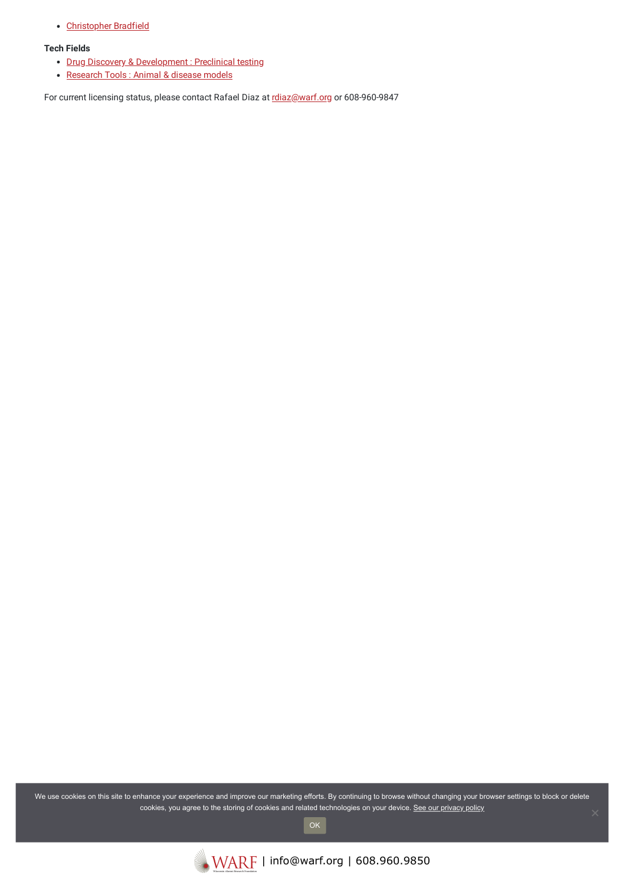- Christopher Bradfield

**Tech Fields**

- Drug Discovery & Development : Preclinical testing
- Research Tools : Animal & disease models

For current licensing status, please contact Rafael Diaz at rdiaz@warf.org or 608-960-9847